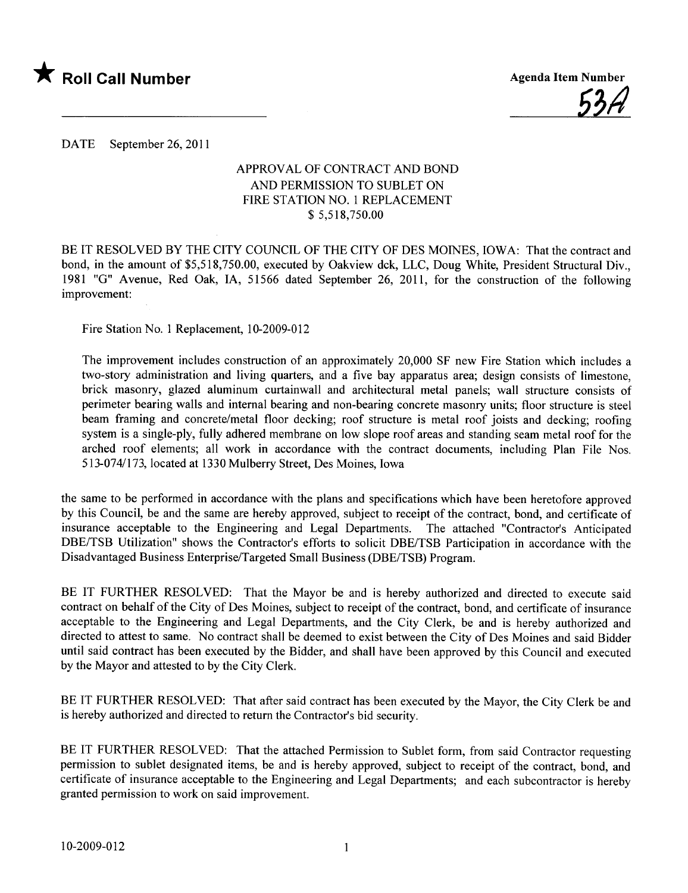★ **Roll Call Number**

**Agenda Item Number**

53A

DATE September 26, 2011

APPROVAL OF CONTRACT AND BOND
AND PERMISSION TO SUBLET ON
FIRE STATION NO. 1 REPLACEMENT
$ 5,518,750.00

BE IT RESOLVED BY THE CITY COUNCIL OF THE CITY OF DES MOINES, IOWA: That the contract and bond, in the amount of $5,518,750.00, executed by Oakview dck, LLC, Doug White, President Structural Div., 1981 "G" Avenue, Red Oak, IA, 51566 dated September 26, 2011, for the construction of the following improvement:

Fire Station No. 1 Replacement, 10-2009-012

The improvement includes construction of an approximately 20,000 SF new Fire Station which includes a two-story administration and living quarters, and a five bay apparatus area; design consists of limestone, brick masonry, glazed aluminum curtainwall and architectural metal panels; wall structure consists of perimeter bearing walls and internal bearing and non-bearing concrete masonry units; floor structure is steel beam framing and concrete/metal floor decking; roof structure is metal roof joists and decking; roofing system is a single-ply, fully adhered membrane on low slope roof areas and standing seam metal roof for the arched roof elements; all work in accordance with the contract documents, including Plan File Nos. 513-074/173, located at 1330 Mulberry Street, Des Moines, Iowa

the same to be performed in accordance with the plans and specifications which have been heretofore approved by this Council, be and the same are hereby approved, subject to receipt of the contract, bond, and certificate of insurance acceptable to the Engineering and Legal Departments. The attached "Contractor's Anticipated DBE/TSB Utilization" shows the Contractor's efforts to solicit DBE/TSB Participation in accordance with the Disadvantaged Business Enterprise/Targeted Small Business (DBE/TSB) Program.

BE IT FURTHER RESOLVED: That the Mayor be and is hereby authorized and directed to execute said contract on behalf of the City of Des Moines, subject to receipt of the contract, bond, and certificate of insurance acceptable to the Engineering and Legal Departments, and the City Clerk, be and is hereby authorized and directed to attest to same. No contract shall be deemed to exist between the City of Des Moines and said Bidder until said contract has been executed by the Bidder, and shall have been approved by this Council and executed by the Mayor and attested to by the City Clerk.

BE IT FURTHER RESOLVED: That after said contract has been executed by the Mayor, the City Clerk be and is hereby authorized and directed to return the Contractor's bid security.

BE IT FURTHER RESOLVED: That the attached Permission to Sublet form, from said Contractor requesting permission to sublet designated items, be and is hereby approved, subject to receipt of the contract, bond, and certificate of insurance acceptable to the Engineering and Legal Departments; and each subcontractor is hereby granted permission to work on said improvement.

10-2009-012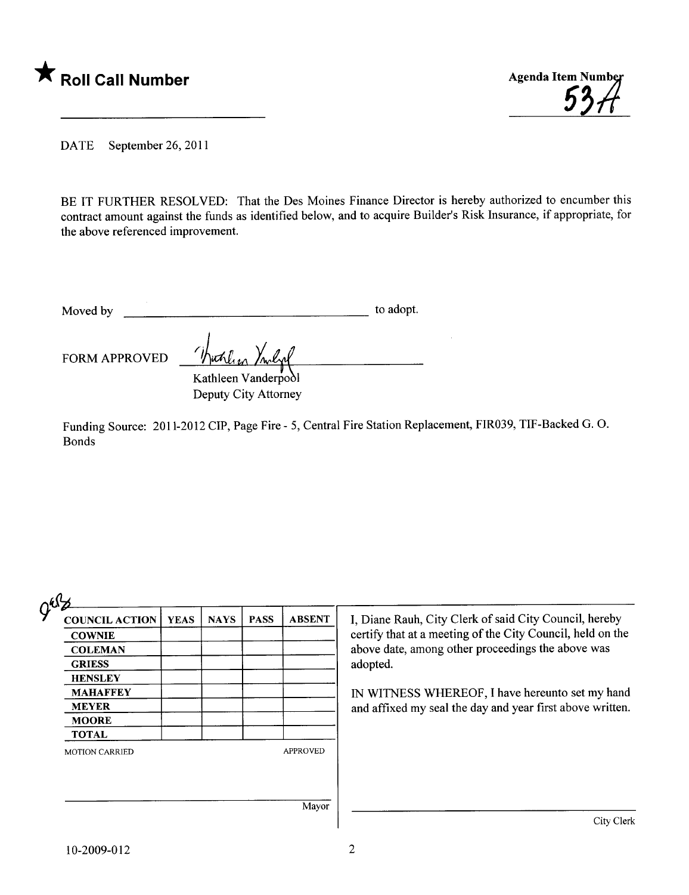★ **Roll Call Number**

Agenda Item Number
53A

DATE September 26, 2011

BE IT FURTHER RESOLVED: That the Des Moines Finance Director is hereby authorized to encumber this contract amount against the funds as identified below, and to acquire Builder's Risk Insurance, if appropriate, for the above referenced improvement.

Moved by ______________________________ to adopt.

FORM APPROVED Kathleen Vanderpool
Kathleen Vanderpool
Deputy City Attorney

Funding Source: 2011-2012 CIP, Page Fire - 5, Central Fire Station Replacement, FIR039, TIF-Backed G. O. Bonds

| COUNCIL ACTION | YEAS | NAYS | PASS | ABSENT |
|---|---|---|---|---|
| COWNIE | | | | |
| COLEMAN | | | | |
| GRIESS | | | | |
| HENSLEY | | | | |
| MAHAFFEY | | | | |
| MEYER | | | | |
| MOORE | | | | |
| TOTAL | | | | |

MOTION CARRIED APPROVED

______________________________ Mayor

I, Diane Rauh, City Clerk of said City Council, hereby certify that at a meeting of the City Council, held on the above date, among other proceedings the above was adopted.

IN WITNESS WHEREOF, I have hereunto set my hand and affixed my seal the day and year first above written.

______________________________ City Clerk

10-2009-012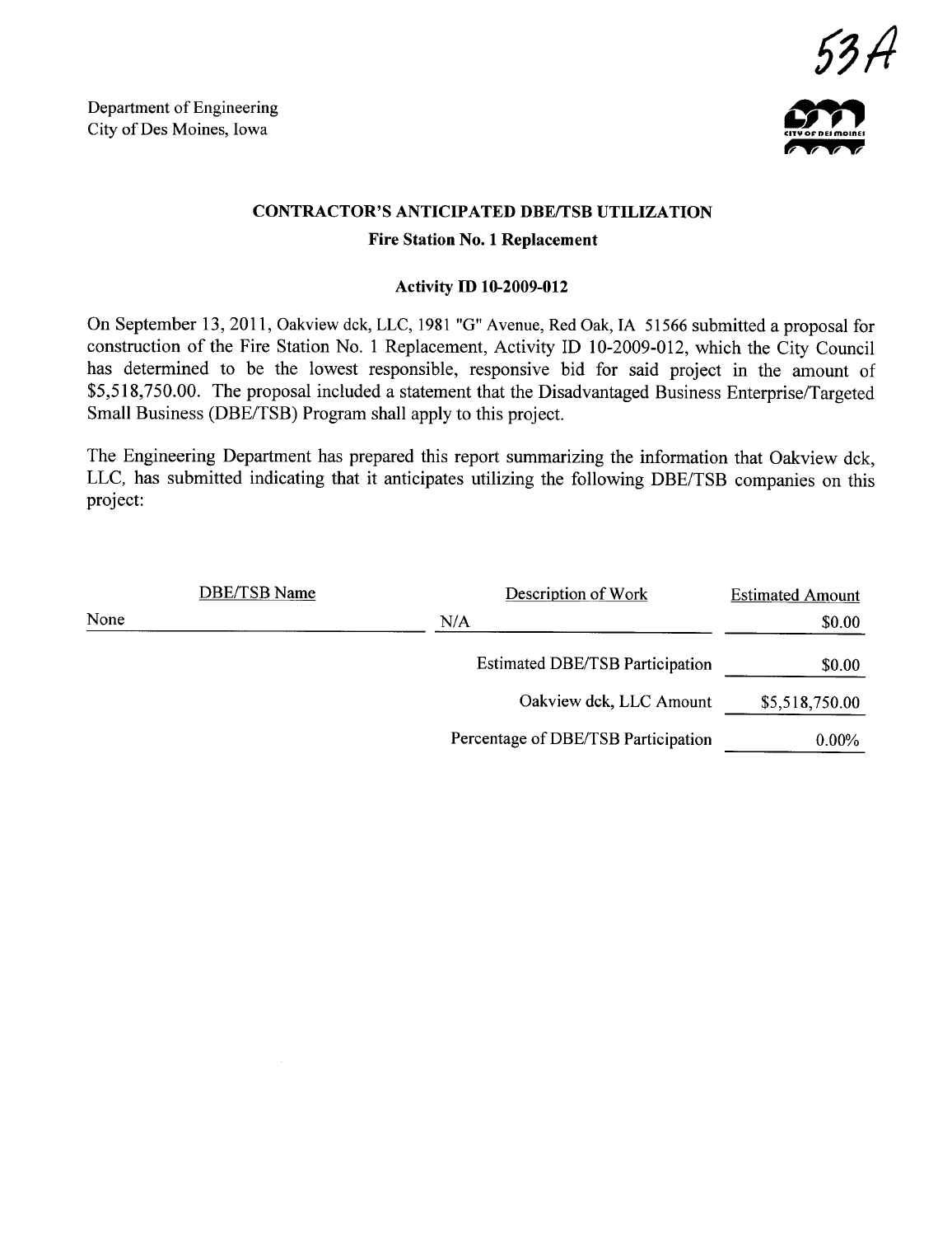53A

Department of Engineering
City of Des Moines, Iowa

## CONTRACTOR'S ANTICIPATED DBE/TSB UTILIZATION

**Fire Station No. 1 Replacement**

**Activity ID 10-2009-012**

On September 13, 2011, Oakview dck, LLC, 1981 "G" Avenue, Red Oak, IA 51566 submitted a proposal for construction of the Fire Station No. 1 Replacement, Activity ID 10-2009-012, which the City Council has determined to be the lowest responsible, responsive bid for said project in the amount of $5,518,750.00. The proposal included a statement that the Disadvantaged Business Enterprise/Targeted Small Business (DBE/TSB) Program shall apply to this project.

The Engineering Department has prepared this report summarizing the information that Oakview dck, LLC, has submitted indicating that it anticipates utilizing the following DBE/TSB companies on this project:

| DBE/TSB Name | Description of Work | Estimated Amount |
|---|---|---|
| None | N/A | $0.00 |
| | Estimated DBE/TSB Participation | $0.00 |
| | Oakview dck, LLC Amount | $5,518,750.00 |
| | Percentage of DBE/TSB Participation | 0.00% |